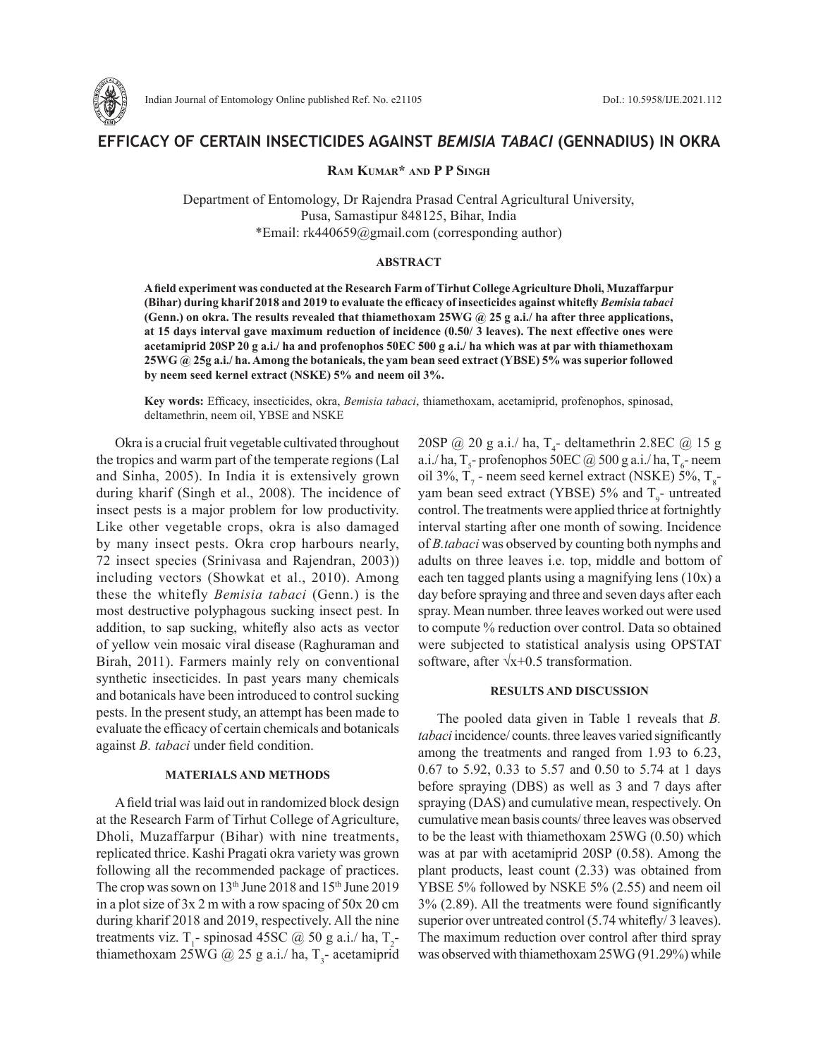# EFFICACY OF CERTAIN INSECTICIDES AGAINST *BEMISIA TABACI* (GENNADIUS) IN OKRA

**Ram Kumar\* and P P Singh**

Department of Entomology, Dr Rajendra Prasad Central Agricultural University, Pusa, Samastipur 848125, Bihar, India
\*Email: rk440659@gmail.com (corresponding author)

### ABSTRACT

**A field experiment was conducted at the Research Farm of Tirhut College Agriculture Dholi, Muzaffarpur (Bihar) during kharif 2018 and 2019 to evaluate the efficacy of insecticides against whitefly *Bemisia tabaci* (Genn.) on okra. The results revealed that thiamethoxam 25WG @ 25 g a.i./ ha after three applications, at 15 days interval gave maximum reduction of incidence (0.50/ 3 leaves). The next effective ones were acetamiprid 20SP 20 g a.i./ ha and profenophos 50EC 500 g a.i./ ha which was at par with thiamethoxam 25WG @ 25g a.i./ ha. Among the botanicals, the yam bean seed extract (YBSE) 5% was superior followed by neem seed kernel extract (NSKE) 5% and neem oil 3%.**

**Key words:** Efficacy, insecticides, okra, *Bemisia tabaci*, thiamethoxam, acetamiprid, profenophos, spinosad, deltamethrin, neem oil, YBSE and NSKE

Okra is a crucial fruit vegetable cultivated throughout the tropics and warm part of the temperate regions (Lal and Sinha, 2005). In India it is extensively grown during kharif (Singh et al., 2008). The incidence of insect pests is a major problem for low productivity. Like other vegetable crops, okra is also damaged by many insect pests. Okra crop harbours nearly, 72 insect species (Srinivasa and Rajendran, 2003)) including vectors (Showkat et al., 2010). Among these the whitefly *Bemisia tabaci* (Genn.) is the most destructive polyphagous sucking insect pest. In addition, to sap sucking, whitefly also acts as vector of yellow vein mosaic viral disease (Raghuraman and Birah, 2011). Farmers mainly rely on conventional synthetic insecticides. In past years many chemicals and botanicals have been introduced to control sucking pests. In the present study, an attempt has been made to evaluate the efficacy of certain chemicals and botanicals against *B. tabaci* under field condition.

## MATERIALS AND METHODS

A field trial was laid out in randomized block design at the Research Farm of Tirhut College of Agriculture, Dholi, Muzaffarpur (Bihar) with nine treatments, replicated thrice. Kashi Pragati okra variety was grown following all the recommended package of practices. The crop was sown on 13th June 2018 and 15th June 2019 in a plot size of 3x 2 m with a row spacing of 50x 20 cm during kharif 2018 and 2019, respectively. All the nine treatments viz. $T_1$- spinosad 45SC @ 50 g a.i./ ha, $T_2$- thiamethoxam 25WG @ 25 g a.i./ ha, $T_3$- acetamiprid 20SP @ 20 g a.i./ ha, $T_4$- deltamethrin 2.8EC @ 15 g a.i./ ha, $T_5$- profenophos 50EC @ 500 g a.i./ ha, $T_6$- neem oil 3%, $T_7$ - neem seed kernel extract (NSKE) 5%, $T_8$- yam bean seed extract (YBSE) 5% and $T_9$- untreated control. The treatments were applied thrice at fortnightly interval starting after one month of sowing. Incidence of *B.tabaci* was observed by counting both nymphs and adults on three leaves i.e. top, middle and bottom of each ten tagged plants using a magnifying lens (10x) a day before spraying and three and seven days after each spray. Mean number. three leaves worked out were used to compute % reduction over control. Data so obtained were subjected to statistical analysis using OPSTAT software, after $\sqrt{x+0.5}$ transformation.

## RESULTS AND DISCUSSION

The pooled data given in Table 1 reveals that *B. tabaci* incidence/ counts. three leaves varied significantly among the treatments and ranged from 1.93 to 6.23, 0.67 to 5.92, 0.33 to 5.57 and 0.50 to 5.74 at 1 days before spraying (DBS) as well as 3 and 7 days after spraying (DAS) and cumulative mean, respectively. On cumulative mean basis counts/ three leaves was observed to be the least with thiamethoxam 25WG (0.50) which was at par with acetamiprid 20SP (0.58). Among the plant products, least count (2.33) was obtained from YBSE 5% followed by NSKE 5% (2.55) and neem oil 3% (2.89). All the treatments were found significantly superior over untreated control (5.74 whitefly/ 3 leaves). The maximum reduction over control after third spray was observed with thiamethoxam 25WG (91.29%) while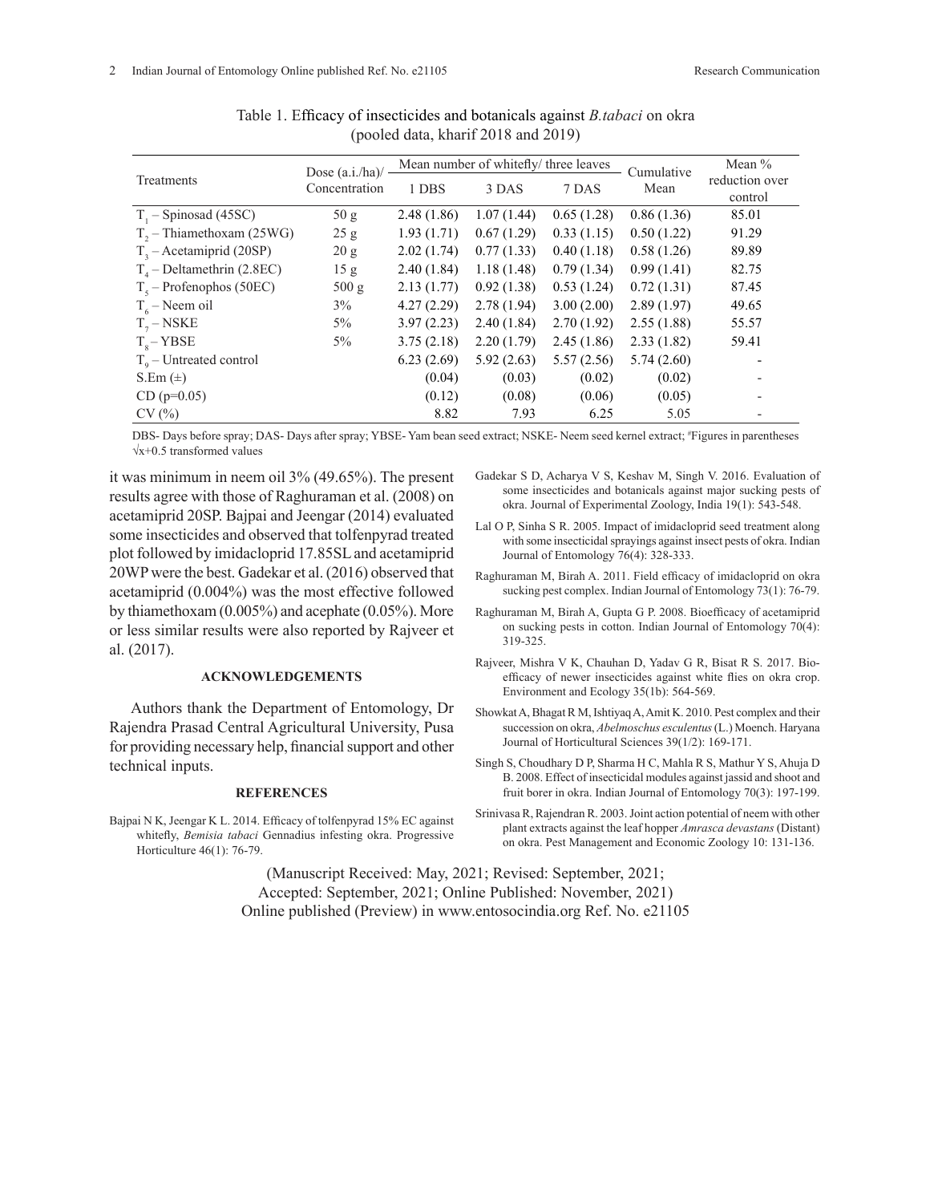Table 1. Efficacy of insecticides and botanicals against *B.tabaci* on okra (pooled data, kharif 2018 and 2019)

| Treatments | Dose (a.i./ha)/ Concentration | Mean number of whitefly/ three leaves | | | Cumulative Mean | Mean % reduction over control |
|---|---|---|---|---|---|---|
| | | 1 DBS | 3 DAS | 7 DAS | | |
| $T_1$ – Spinosad (45SC) | 50 g | 2.48 (1.86) | 1.07 (1.44) | 0.65 (1.28) | 0.86 (1.36) | 85.01 |
| $T_2$ – Thiamethoxam (25WG) | 25 g | 1.93 (1.71) | 0.67 (1.29) | 0.33 (1.15) | 0.50 (1.22) | 91.29 |
| $T_3$ – Acetamiprid (20SP) | 20 g | 2.02 (1.74) | 0.77 (1.33) | 0.40 (1.18) | 0.58 (1.26) | 89.89 |
| $T_4$ – Deltamethrin (2.8EC) | 15 g | 2.40 (1.84) | 1.18 (1.48) | 0.79 (1.34) | 0.99 (1.41) | 82.75 |
| $T_5$ – Profenophos (50EC) | 500 g | 2.13 (1.77) | 0.92 (1.38) | 0.53 (1.24) | 0.72 (1.31) | 87.45 |
| $T_6$ – Neem oil | 3% | 4.27 (2.29) | 2.78 (1.94) | 3.00 (2.00) | 2.89 (1.97) | 49.65 |
| $T_7$ – NSKE | 5% | 3.97 (2.23) | 2.40 (1.84) | 2.70 (1.92) | 2.55 (1.88) | 55.57 |
| $T_8$ – YBSE | 5% | 3.75 (2.18) | 2.20 (1.79) | 2.45 (1.86) | 2.33 (1.82) | 59.41 |
| $T_9$ – Untreated control | | 6.23 (2.69) | 5.92 (2.63) | 5.57 (2.56) | 5.74 (2.60) | - |
| S.Em (±) | | (0.04) | (0.03) | (0.02) | (0.02) | - |
| CD (p=0.05) | | (0.12) | (0.08) | (0.06) | (0.05) | - |
| CV (%) | | 8.82 | 7.93 | 6.25 | 5.05 | - |

DBS- Days before spray; DAS- Days after spray; YBSE- Yam bean seed extract; NSKE- Neem seed kernel extract; #Figures in parentheses $\sqrt{x+0.5}$ transformed values

it was minimum in neem oil 3% (49.65%). The present results agree with those of Raghuraman et al. (2008) on acetamiprid 20SP. Bajpai and Jeengar (2014) evaluated some insecticides and observed that tolfenpyrad treated plot followed by imidacloprid 17.85SL and acetamiprid 20WP were the best. Gadekar et al. (2016) observed that acetamiprid (0.004%) was the most effective followed by thiamethoxam (0.005%) and acephate (0.05%). More or less similar results were also reported by Rajveer et al. (2017).

## ACKNOWLEDGEMENTS

Authors thank the Department of Entomology, Dr Rajendra Prasad Central Agricultural University, Pusa for providing necessary help, financial support and other technical inputs.

## REFERENCES

Bajpai N K, Jeengar K L. 2014. Efficacy of tolfenpyrad 15% EC against whitefly, *Bemisia tabaci* Gennadius infesting okra. Progressive Horticulture 46(1): 76-79.

Gadekar S D, Acharya V S, Keshav M, Singh V. 2016. Evaluation of some insecticides and botanicals against major sucking pests of okra. Journal of Experimental Zoology, India 19(1): 543-548.

Lal O P, Sinha S R. 2005. Impact of imidacloprid seed treatment along with some insecticidal sprayings against insect pests of okra. Indian Journal of Entomology 76(4): 328-333.

Raghuraman M, Birah A. 2011. Field efficacy of imidacloprid on okra sucking pest complex. Indian Journal of Entomology 73(1): 76-79.

Raghuraman M, Birah A, Gupta G P. 2008. Bioefficacy of acetamiprid on sucking pests in cotton. Indian Journal of Entomology 70(4): 319-325.

Rajveer, Mishra V K, Chauhan D, Yadav G R, Bisat R S. 2017. Bio-efficacy of newer insecticides against white flies on okra crop. Environment and Ecology 35(1b): 564-569.

Showkat A, Bhagat R M, Ishtiyaq A, Amit K. 2010. Pest complex and their succession on okra, *Abelmoschus esculentus* (L.) Moench. Haryana Journal of Horticultural Sciences 39(1/2): 169-171.

Singh S, Choudhary D P, Sharma H C, Mahla R S, Mathur Y S, Ahuja D B. 2008. Effect of insecticidal modules against jassid and shoot and fruit borer in okra. Indian Journal of Entomology 70(3): 197-199.

Srinivasa R, Rajendran R. 2003. Joint action potential of neem with other plant extracts against the leaf hopper *Amrasca devastans* (Distant) on okra. Pest Management and Economic Zoology 10: 131-136.

(Manuscript Received: May, 2021; Revised: September, 2021;
Accepted: September, 2021; Online Published: November, 2021)
Online published (Preview) in www.entosocindia.org Ref. No. e21105